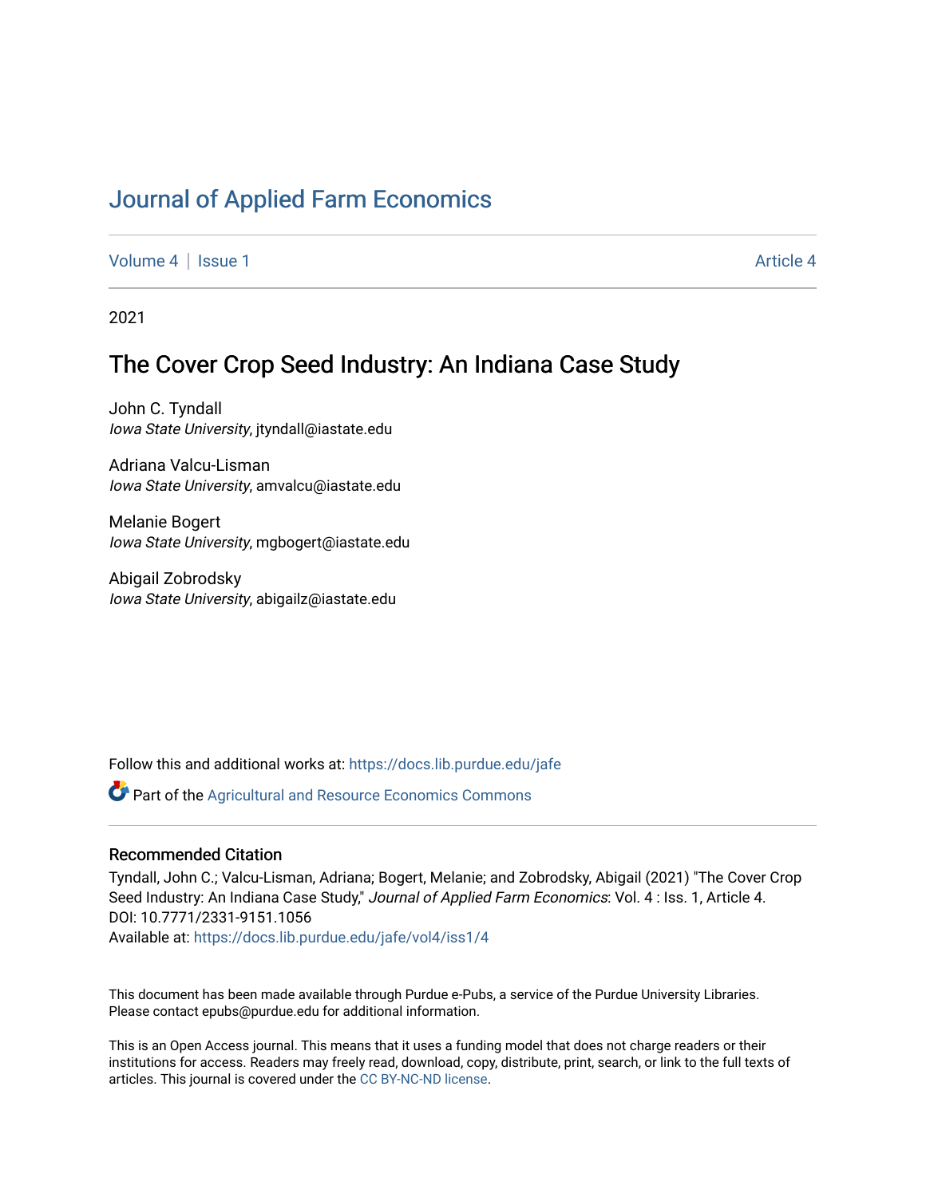# Journal of Applied Farm Economics

Volume 4 | Issue 1 Article 4

2021

## The Cover Crop Seed Industry: An Indiana Case Study

John C. Tyndall
*Iowa State University*, jtyndall@iastate.edu

Adriana Valcu-Lisman
*Iowa State University*, amvalcu@iastate.edu

Melanie Bogert
*Iowa State University*, mgbogert@iastate.edu

Abigail Zobrodsky
*Iowa State University*, abigailz@iastate.edu

Follow this and additional works at: https://docs.lib.purdue.edu/jafe

Part of the Agricultural and Resource Economics Commons

### Recommended Citation

Tyndall, John C.; Valcu-Lisman, Adriana; Bogert, Melanie; and Zobrodsky, Abigail (2021) "The Cover Crop Seed Industry: An Indiana Case Study," *Journal of Applied Farm Economics*: Vol. 4 : Iss. 1, Article 4.
DOI: 10.7771/2331-9151.1056
Available at: https://docs.lib.purdue.edu/jafe/vol4/iss1/4

This document has been made available through Purdue e-Pubs, a service of the Purdue University Libraries. Please contact epubs@purdue.edu for additional information.

This is an Open Access journal. This means that it uses a funding model that does not charge readers or their institutions for access. Readers may freely read, download, copy, distribute, print, search, or link to the full texts of articles. This journal is covered under the CC BY-NC-ND license.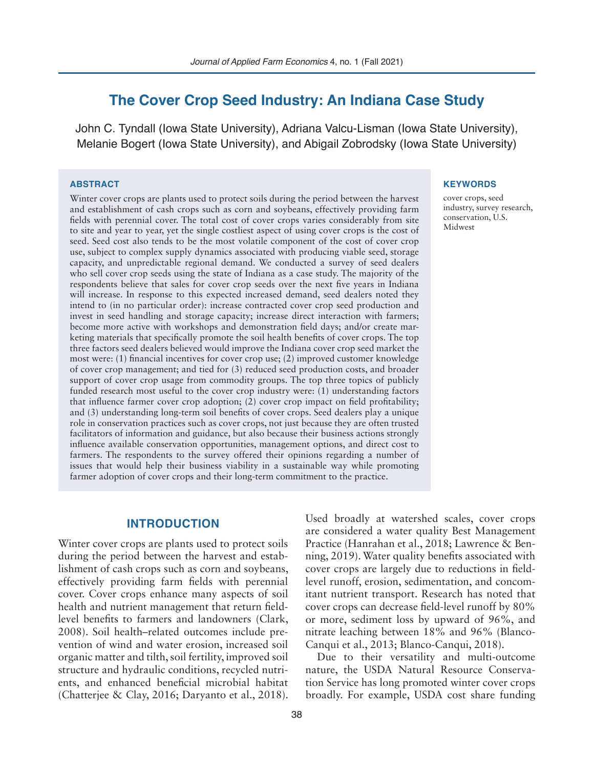# The Cover Crop Seed Industry: An Indiana Case Study

John C. Tyndall (Iowa State University), Adriana Valcu-Lisman (Iowa State University), Melanie Bogert (Iowa State University), and Abigail Zobrodsky (Iowa State University)

### ABSTRACT

Winter cover crops are plants used to protect soils during the period between the harvest and establishment of cash crops such as corn and soybeans, effectively providing farm fields with perennial cover. The total cost of cover crops varies considerably from site to site and year to year, yet the single costliest aspect of using cover crops is the cost of seed. Seed cost also tends to be the most volatile component of the cost of cover crop use, subject to complex supply dynamics associated with producing viable seed, storage capacity, and unpredictable regional demand. We conducted a survey of seed dealers who sell cover crop seeds using the state of Indiana as a case study. The majority of the respondents believe that sales for cover crop seeds over the next five years in Indiana will increase. In response to this expected increased demand, seed dealers noted they intend to (in no particular order): increase contracted cover crop seed production and invest in seed handling and storage capacity; increase direct interaction with farmers; become more active with workshops and demonstration field days; and/or create marketing materials that specifically promote the soil health benefits of cover crops. The top three factors seed dealers believed would improve the Indiana cover crop seed market the most were: (1) financial incentives for cover crop use; (2) improved customer knowledge of cover crop management; and tied for (3) reduced seed production costs, and broader support of cover crop usage from commodity groups. The top three topics of publicly funded research most useful to the cover crop industry were: (1) understanding factors that influence farmer cover crop adoption; (2) cover crop impact on field profitability; and (3) understanding long-term soil benefits of cover crops. Seed dealers play a unique role in conservation practices such as cover crops, not just because they are often trusted facilitators of information and guidance, but also because their business actions strongly influence available conservation opportunities, management options, and direct cost to farmers. The respondents to the survey offered their opinions regarding a number of issues that would help their business viability in a sustainable way while promoting farmer adoption of cover crops and their long-term commitment to the practice.

### KEYWORDS

cover crops, seed industry, survey research, conservation, U.S. Midwest

## INTRODUCTION

Winter cover crops are plants used to protect soils during the period between the harvest and establishment of cash crops such as corn and soybeans, effectively providing farm fields with perennial cover. Cover crops enhance many aspects of soil health and nutrient management that return field-level benefits to farmers and landowners (Clark, 2008). Soil health–related outcomes include prevention of wind and water erosion, increased soil organic matter and tilth, soil fertility, improved soil structure and hydraulic conditions, recycled nutrients, and enhanced beneficial microbial habitat (Chatterjee & Clay, 2016; Daryanto et al., 2018). Used broadly at watershed scales, cover crops are considered a water quality Best Management Practice (Hanrahan et al., 2018; Lawrence & Benning, 2019). Water quality benefits associated with cover crops are largely due to reductions in field-level runoff, erosion, sedimentation, and concomitant nutrient transport. Research has noted that cover crops can decrease field-level runoff by 80% or more, sediment loss by upward of 96%, and nitrate leaching between 18% and 96% (Blanco-Canqui et al., 2013; Blanco-Canqui, 2018).

Due to their versatility and multi-outcome nature, the USDA Natural Resource Conservation Service has long promoted winter cover crops broadly. For example, USDA cost share funding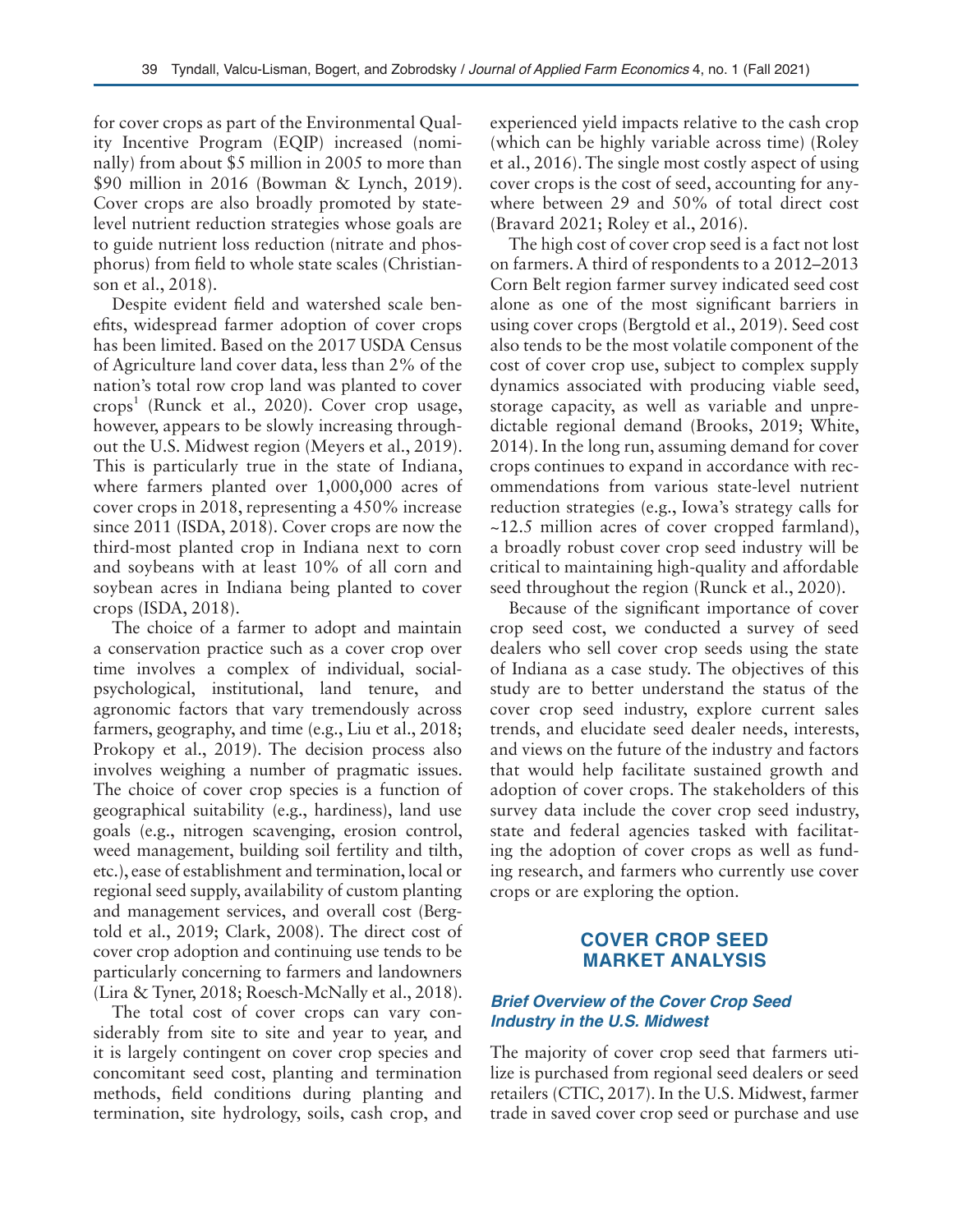for cover crops as part of the Environmental Quality Incentive Program (EQIP) increased (nominally) from about $5 million in 2005 to more than $90 million in 2016 (Bowman & Lynch, 2019). Cover crops are also broadly promoted by state-level nutrient reduction strategies whose goals are to guide nutrient loss reduction (nitrate and phosphorus) from field to whole state scales (Christianson et al., 2018).

Despite evident field and watershed scale benefits, widespread farmer adoption of cover crops has been limited. Based on the 2017 USDA Census of Agriculture land cover data, less than 2% of the nation's total row crop land was planted to cover crops[1] (Runck et al., 2020). Cover crop usage, however, appears to be slowly increasing throughout the U.S. Midwest region (Meyers et al., 2019). This is particularly true in the state of Indiana, where farmers planted over 1,000,000 acres of cover crops in 2018, representing a 450% increase since 2011 (ISDA, 2018). Cover crops are now the third-most planted crop in Indiana next to corn and soybeans with at least 10% of all corn and soybean acres in Indiana being planted to cover crops (ISDA, 2018).

The choice of a farmer to adopt and maintain a conservation practice such as a cover crop over time involves a complex of individual, social-psychological, institutional, land tenure, and agronomic factors that vary tremendously across farmers, geography, and time (e.g., Liu et al., 2018; Prokopy et al., 2019). The decision process also involves weighing a number of pragmatic issues. The choice of cover crop species is a function of geographical suitability (e.g., hardiness), land use goals (e.g., nitrogen scavenging, erosion control, weed management, building soil fertility and tilth, etc.), ease of establishment and termination, local or regional seed supply, availability of custom planting and management services, and overall cost (Bergtold et al., 2019; Clark, 2008). The direct cost of cover crop adoption and continuing use tends to be particularly concerning to farmers and landowners (Lira & Tyner, 2018; Roesch-McNally et al., 2018).

The total cost of cover crops can vary considerably from site to site and year to year, and it is largely contingent on cover crop species and concomitant seed cost, planting and termination methods, field conditions during planting and termination, site hydrology, soils, cash crop, and experienced yield impacts relative to the cash crop (which can be highly variable across time) (Roley et al., 2016). The single most costly aspect of using cover crops is the cost of seed, accounting for anywhere between 29 and 50% of total direct cost (Bravard 2021; Roley et al., 2016).

The high cost of cover crop seed is a fact not lost on farmers. A third of respondents to a 2012–2013 Corn Belt region farmer survey indicated seed cost alone as one of the most significant barriers in using cover crops (Bergtold et al., 2019). Seed cost also tends to be the most volatile component of the cost of cover crop use, subject to complex supply dynamics associated with producing viable seed, storage capacity, as well as variable and unpredictable regional demand (Brooks, 2019; White, 2014). In the long run, assuming demand for cover crops continues to expand in accordance with recommendations from various state-level nutrient reduction strategies (e.g., Iowa's strategy calls for ~12.5 million acres of cover cropped farmland), a broadly robust cover crop seed industry will be critical to maintaining high-quality and affordable seed throughout the region (Runck et al., 2020).

Because of the significant importance of cover crop seed cost, we conducted a survey of seed dealers who sell cover crop seeds using the state of Indiana as a case study. The objectives of this study are to better understand the status of the cover crop seed industry, explore current sales trends, and elucidate seed dealer needs, interests, and views on the future of the industry and factors that would help facilitate sustained growth and adoption of cover crops. The stakeholders of this survey data include the cover crop seed industry, state and federal agencies tasked with facilitating the adoption of cover crops as well as funding research, and farmers who currently use cover crops or are exploring the option.

## COVER CROP SEED MARKET ANALYSIS

### *Brief Overview of the Cover Crop Seed Industry in the U.S. Midwest*

The majority of cover crop seed that farmers utilize is purchased from regional seed dealers or seed retailers (CTIC, 2017). In the U.S. Midwest, farmer trade in saved cover crop seed or purchase and use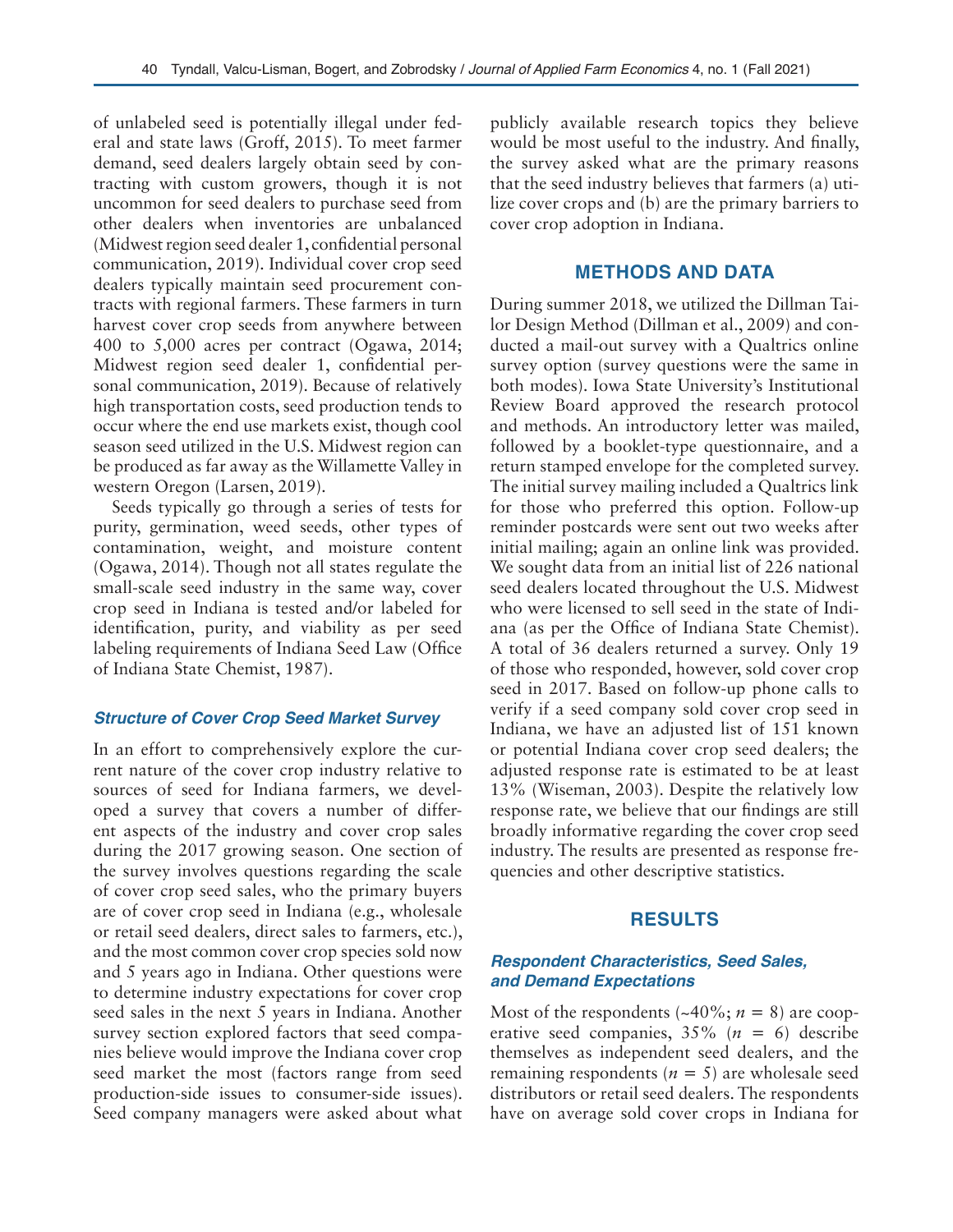of unlabeled seed is potentially illegal under federal and state laws (Groff, 2015). To meet farmer demand, seed dealers largely obtain seed by contracting with custom growers, though it is not uncommon for seed dealers to purchase seed from other dealers when inventories are unbalanced (Midwest region seed dealer 1, confidential personal communication, 2019). Individual cover crop seed dealers typically maintain seed procurement contracts with regional farmers. These farmers in turn harvest cover crop seeds from anywhere between 400 to 5,000 acres per contract (Ogawa, 2014; Midwest region seed dealer 1, confidential personal communication, 2019). Because of relatively high transportation costs, seed production tends to occur where the end use markets exist, though cool season seed utilized in the U.S. Midwest region can be produced as far away as the Willamette Valley in western Oregon (Larsen, 2019).

Seeds typically go through a series of tests for purity, germination, weed seeds, other types of contamination, weight, and moisture content (Ogawa, 2014). Though not all states regulate the small-scale seed industry in the same way, cover crop seed in Indiana is tested and/or labeled for identification, purity, and viability as per seed labeling requirements of Indiana Seed Law (Office of Indiana State Chemist, 1987).

### *Structure of Cover Crop Seed Market Survey*

In an effort to comprehensively explore the current nature of the cover crop industry relative to sources of seed for Indiana farmers, we developed a survey that covers a number of different aspects of the industry and cover crop sales during the 2017 growing season. One section of the survey involves questions regarding the scale of cover crop seed sales, who the primary buyers are of cover crop seed in Indiana (e.g., wholesale or retail seed dealers, direct sales to farmers, etc.), and the most common cover crop species sold now and 5 years ago in Indiana. Other questions were to determine industry expectations for cover crop seed sales in the next 5 years in Indiana. Another survey section explored factors that seed companies believe would improve the Indiana cover crop seed market the most (factors range from seed production-side issues to consumer-side issues). Seed company managers were asked about what publicly available research topics they believe would be most useful to the industry. And finally, the survey asked what are the primary reasons that the seed industry believes that farmers (a) utilize cover crops and (b) are the primary barriers to cover crop adoption in Indiana.

## METHODS AND DATA

During summer 2018, we utilized the Dillman Tailor Design Method (Dillman et al., 2009) and conducted a mail-out survey with a Qualtrics online survey option (survey questions were the same in both modes). Iowa State University's Institutional Review Board approved the research protocol and methods. An introductory letter was mailed, followed by a booklet-type questionnaire, and a return stamped envelope for the completed survey. The initial survey mailing included a Qualtrics link for those who preferred this option. Follow-up reminder postcards were sent out two weeks after initial mailing; again an online link was provided. We sought data from an initial list of 226 national seed dealers located throughout the U.S. Midwest who were licensed to sell seed in the state of Indiana (as per the Office of Indiana State Chemist). A total of 36 dealers returned a survey. Only 19 of those who responded, however, sold cover crop seed in 2017. Based on follow-up phone calls to verify if a seed company sold cover crop seed in Indiana, we have an adjusted list of 151 known or potential Indiana cover crop seed dealers; the adjusted response rate is estimated to be at least 13% (Wiseman, 2003). Despite the relatively low response rate, we believe that our findings are still broadly informative regarding the cover crop seed industry. The results are presented as response frequencies and other descriptive statistics.

## RESULTS

### *Respondent Characteristics, Seed Sales, and Demand Expectations*

Most of the respondents (~40%; $n = 8$) are cooperative seed companies, 35% ($n = 6$) describe themselves as independent seed dealers, and the remaining respondents ($n = 5$) are wholesale seed distributors or retail seed dealers. The respondents have on average sold cover crops in Indiana for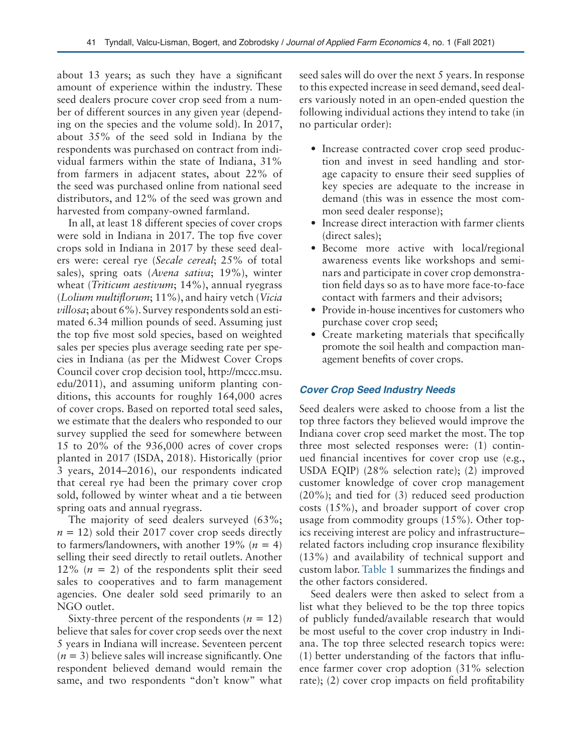about 13 years; as such they have a significant amount of experience within the industry. These seed dealers procure cover crop seed from a number of different sources in any given year (depending on the species and the volume sold). In 2017, about 35% of the seed sold in Indiana by the respondents was purchased on contract from individual farmers within the state of Indiana, 31% from farmers in adjacent states, about 22% of the seed was purchased online from national seed distributors, and 12% of the seed was grown and harvested from company-owned farmland.

In all, at least 18 different species of cover crops were sold in Indiana in 2017. The top five cover crops sold in Indiana in 2017 by these seed dealers were: cereal rye (*Secale cereal*; 25% of total sales), spring oats (*Avena sativa*; 19%), winter wheat (*Triticum aestivum*; 14%), annual ryegrass (*Lolium multiflorum*; 11%), and hairy vetch (*Vicia villosa*; about 6%). Survey respondents sold an estimated 6.34 million pounds of seed. Assuming just the top five most sold species, based on weighted sales per species plus average seeding rate per species in Indiana (as per the Midwest Cover Crops Council cover crop decision tool, http://mccc.msu.edu/2011), and assuming uniform planting conditions, this accounts for roughly 164,000 acres of cover crops. Based on reported total seed sales, we estimate that the dealers who responded to our survey supplied the seed for somewhere between 15 to 20% of the 936,000 acres of cover crops planted in 2017 (ISDA, 2018). Historically (prior 3 years, 2014–2016), our respondents indicated that cereal rye had been the primary cover crop sold, followed by winter wheat and a tie between spring oats and annual ryegrass.

The majority of seed dealers surveyed (63%; $n = 12$) sold their 2017 cover crop seeds directly to farmers/landowners, with another 19% ($n = 4$) selling their seed directly to retail outlets. Another 12% ($n = 2$) of the respondents split their seed sales to cooperatives and to farm management agencies. One dealer sold seed primarily to an NGO outlet.

Sixty-three percent of the respondents ($n = 12$) believe that sales for cover crop seeds over the next 5 years in Indiana will increase. Seventeen percent ($n = 3$) believe sales will increase significantly. One respondent believed demand would remain the same, and two respondents "don't know" what seed sales will do over the next 5 years. In response to this expected increase in seed demand, seed dealers variously noted in an open-ended question the following individual actions they intend to take (in no particular order):

- Increase contracted cover crop seed production and invest in seed handling and storage capacity to ensure their seed supplies of key species are adequate to the increase in demand (this was in essence the most common seed dealer response);
- Increase direct interaction with farmer clients (direct sales);
- Become more active with local/regional awareness events like workshops and seminars and participate in cover crop demonstration field days so as to have more face-to-face contact with farmers and their advisors;
- Provide in-house incentives for customers who purchase cover crop seed;
- Create marketing materials that specifically promote the soil health and compaction management benefits of cover crops.

### Cover Crop Seed Industry Needs

Seed dealers were asked to choose from a list the top three factors they believed would improve the Indiana cover crop seed market the most. The top three most selected responses were: (1) continued financial incentives for cover crop use (e.g., USDA EQIP) (28% selection rate); (2) improved customer knowledge of cover crop management (20%); and tied for (3) reduced seed production costs (15%), and broader support of cover crop usage from commodity groups (15%). Other topics receiving interest are policy and infrastructure–related factors including crop insurance flexibility (13%) and availability of technical support and custom labor. Table 1 summarizes the findings and the other factors considered.

Seed dealers were then asked to select from a list what they believed to be the top three topics of publicly funded/available research that would be most useful to the cover crop industry in Indiana. The top three selected research topics were: (1) better understanding of the factors that influence farmer cover crop adoption (31% selection rate); (2) cover crop impacts on field profitability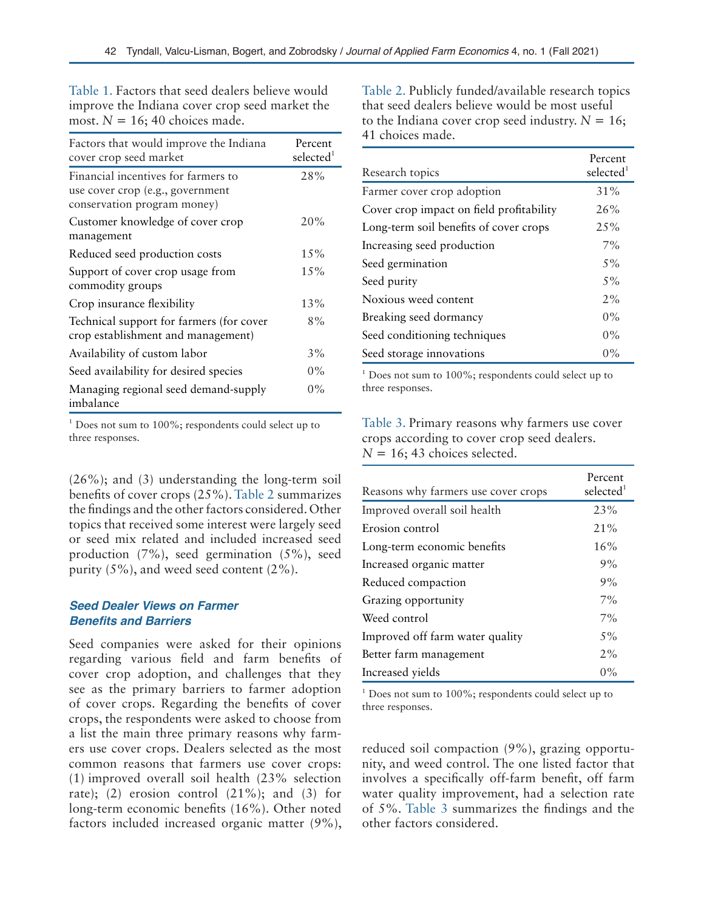Table 1. Factors that seed dealers believe would improve the Indiana cover crop seed market the most. $N = 16$; 40 choices made.

| Factors that would improve the Indiana cover crop seed market | Percent selected[1] |
|---|---|
| Financial incentives for farmers to use cover crop (e.g., government conservation program money) | 28% |
| Customer knowledge of cover crop management | 20% |
| Reduced seed production costs | 15% |
| Support of cover crop usage from commodity groups | 15% |
| Crop insurance flexibility | 13% |
| Technical support for farmers (for cover crop establishment and management) | 8% |
| Availability of custom labor | 3% |
| Seed availability for desired species | 0% |
| Managing regional seed demand-supply imbalance | 0% |

[1] Does not sum to 100%; respondents could select up to three responses.

(26%); and (3) understanding the long-term soil benefits of cover crops (25%). Table 2 summarizes the findings and the other factors considered. Other topics that received some interest were largely seed or seed mix related and included increased seed production (7%), seed germination (5%), seed purity (5%), and weed seed content (2%).

### *Seed Dealer Views on Farmer Benefits and Barriers*

Seed companies were asked for their opinions regarding various field and farm benefits of cover crop adoption, and challenges that they see as the primary barriers to farmer adoption of cover crops. Regarding the benefits of cover crops, the respondents were asked to choose from a list the main three primary reasons why farmers use cover crops. Dealers selected as the most common reasons that farmers use cover crops: (1) improved overall soil health (23% selection rate); (2) erosion control (21%); and (3) for long-term economic benefits (16%). Other noted factors included increased organic matter (9%), reduced soil compaction (9%), grazing opportunity, and weed control. The one listed factor that involves a specifically off-farm benefit, off farm water quality improvement, had a selection rate of 5%. Table 3 summarizes the findings and the other factors considered.

Table 2. Publicly funded/available research topics that seed dealers believe would be most useful to the Indiana cover crop seed industry. $N = 16$; 41 choices made.

| Research topics | Percent selected[1] |
|---|---|
| Farmer cover crop adoption | 31% |
| Cover crop impact on field profitability | 26% |
| Long-term soil benefits of cover crops | 25% |
| Increasing seed production | 7% |
| Seed germination | 5% |
| Seed purity | 5% |
| Noxious weed content | 2% |
| Breaking seed dormancy | 0% |
| Seed conditioning techniques | 0% |
| Seed storage innovations | 0% |

[1] Does not sum to 100%; respondents could select up to three responses.

Table 3. Primary reasons why farmers use cover crops according to cover crop seed dealers. $N = 16$; 43 choices selected.

| Reasons why farmers use cover crops | Percent selected[1] |
|---|---|
| Improved overall soil health | 23% |
| Erosion control | 21% |
| Long-term economic benefits | 16% |
| Increased organic matter | 9% |
| Reduced compaction | 9% |
| Grazing opportunity | 7% |
| Weed control | 7% |
| Improved off farm water quality | 5% |
| Better farm management | 2% |
| Increased yields | 0% |

[1] Does not sum to 100%; respondents could select up to three responses.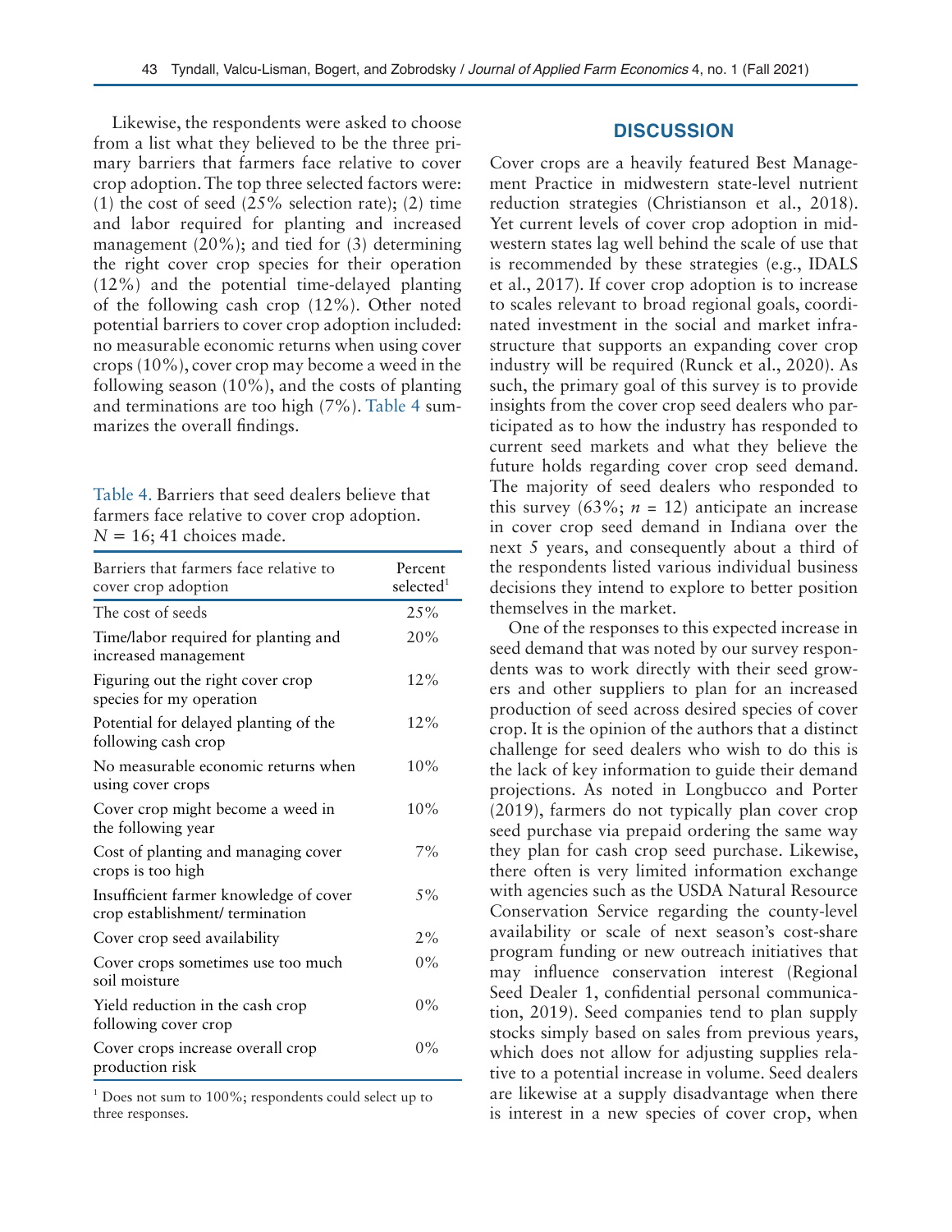Likewise, the respondents were asked to choose from a list what they believed to be the three primary barriers that farmers face relative to cover crop adoption. The top three selected factors were: (1) the cost of seed (25% selection rate); (2) time and labor required for planting and increased management (20%); and tied for (3) determining the right cover crop species for their operation (12%) and the potential time-delayed planting of the following cash crop (12%). Other noted potential barriers to cover crop adoption included: no measurable economic returns when using cover crops (10%), cover crop may become a weed in the following season (10%), and the costs of planting and terminations are too high (7%). Table 4 summarizes the overall findings.

Table 4. Barriers that seed dealers believe that farmers face relative to cover crop adoption. $N$ = 16; 41 choices made.

| Barriers that farmers face relative to cover crop adoption | Percent selected[1] |
|---|---|
| The cost of seeds | 25% |
| Time/labor required for planting and increased management | 20% |
| Figuring out the right cover crop species for my operation | 12% |
| Potential for delayed planting of the following cash crop | 12% |
| No measurable economic returns when using cover crops | 10% |
| Cover crop might become a weed in the following year | 10% |
| Cost of planting and managing cover crops is too high | 7% |
| Insufficient farmer knowledge of cover crop establishment/ termination | 5% |
| Cover crop seed availability | 2% |
| Cover crops sometimes use too much soil moisture | 0% |
| Yield reduction in the cash crop following cover crop | 0% |
| Cover crops increase overall crop production risk | 0% |

[1] Does not sum to 100%; respondents could select up to three responses.

## DISCUSSION

Cover crops are a heavily featured Best Management Practice in midwestern state-level nutrient reduction strategies (Christianson et al., 2018). Yet current levels of cover crop adoption in midwestern states lag well behind the scale of use that is recommended by these strategies (e.g., IDALS et al., 2017). If cover crop adoption is to increase to scales relevant to broad regional goals, coordinated investment in the social and market infrastructure that supports an expanding cover crop industry will be required (Runck et al., 2020). As such, the primary goal of this survey is to provide insights from the cover crop seed dealers who participated as to how the industry has responded to current seed markets and what they believe the future holds regarding cover crop seed demand. The majority of seed dealers who responded to this survey (63%; $n$ = 12) anticipate an increase in cover crop seed demand in Indiana over the next 5 years, and consequently about a third of the respondents listed various individual business decisions they intend to explore to better position themselves in the market.

One of the responses to this expected increase in seed demand that was noted by our survey respondents was to work directly with their seed growers and other suppliers to plan for an increased production of seed across desired species of cover crop. It is the opinion of the authors that a distinct challenge for seed dealers who wish to do this is the lack of key information to guide their demand projections. As noted in Longbucco and Porter (2019), farmers do not typically plan cover crop seed purchase via prepaid ordering the same way they plan for cash crop seed purchase. Likewise, there often is very limited information exchange with agencies such as the USDA Natural Resource Conservation Service regarding the county-level availability or scale of next season's cost-share program funding or new outreach initiatives that may influence conservation interest (Regional Seed Dealer 1, confidential personal communication, 2019). Seed companies tend to plan supply stocks simply based on sales from previous years, which does not allow for adjusting supplies relative to a potential increase in volume. Seed dealers are likewise at a supply disadvantage when there is interest in a new species of cover crop, when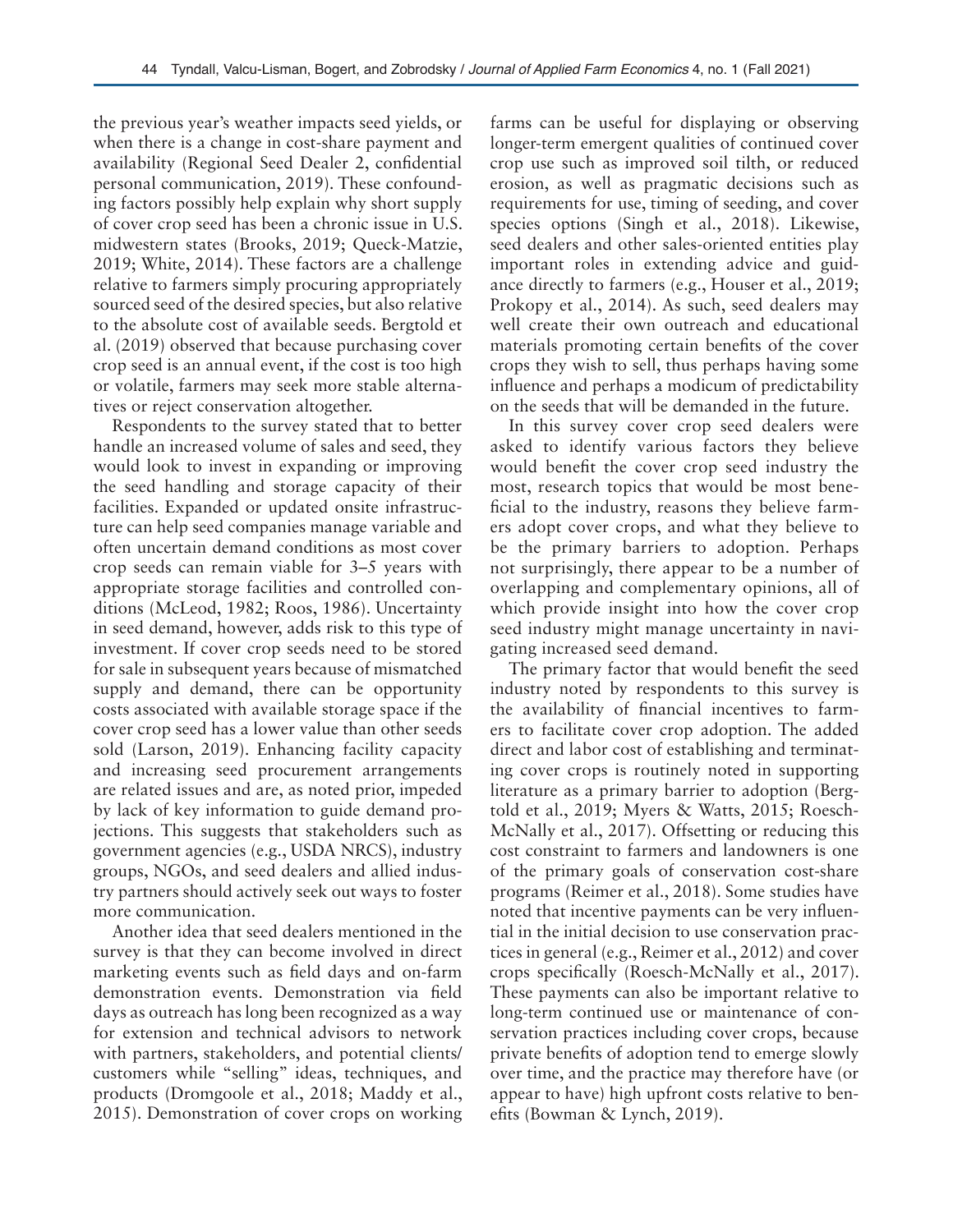the previous year's weather impacts seed yields, or when there is a change in cost-share payment and availability (Regional Seed Dealer 2, confidential personal communication, 2019). These confounding factors possibly help explain why short supply of cover crop seed has been a chronic issue in U.S. midwestern states (Brooks, 2019; Queck-Matzie, 2019; White, 2014). These factors are a challenge relative to farmers simply procuring appropriately sourced seed of the desired species, but also relative to the absolute cost of available seeds. Bergtold et al. (2019) observed that because purchasing cover crop seed is an annual event, if the cost is too high or volatile, farmers may seek more stable alternatives or reject conservation altogether.

Respondents to the survey stated that to better handle an increased volume of sales and seed, they would look to invest in expanding or improving the seed handling and storage capacity of their facilities. Expanded or updated onsite infrastructure can help seed companies manage variable and often uncertain demand conditions as most cover crop seeds can remain viable for 3–5 years with appropriate storage facilities and controlled conditions (McLeod, 1982; Roos, 1986). Uncertainty in seed demand, however, adds risk to this type of investment. If cover crop seeds need to be stored for sale in subsequent years because of mismatched supply and demand, there can be opportunity costs associated with available storage space if the cover crop seed has a lower value than other seeds sold (Larson, 2019). Enhancing facility capacity and increasing seed procurement arrangements are related issues and are, as noted prior, impeded by lack of key information to guide demand projections. This suggests that stakeholders such as government agencies (e.g., USDA NRCS), industry groups, NGOs, and seed dealers and allied industry partners should actively seek out ways to foster more communication.

Another idea that seed dealers mentioned in the survey is that they can become involved in direct marketing events such as field days and on-farm demonstration events. Demonstration via field days as outreach has long been recognized as a way for extension and technical advisors to network with partners, stakeholders, and potential clients/customers while "selling" ideas, techniques, and products (Dromgoole et al., 2018; Maddy et al., 2015). Demonstration of cover crops on working farms can be useful for displaying or observing longer-term emergent qualities of continued cover crop use such as improved soil tilth, or reduced erosion, as well as pragmatic decisions such as requirements for use, timing of seeding, and cover species options (Singh et al., 2018). Likewise, seed dealers and other sales-oriented entities play important roles in extending advice and guidance directly to farmers (e.g., Houser et al., 2019; Prokopy et al., 2014). As such, seed dealers may well create their own outreach and educational materials promoting certain benefits of the cover crops they wish to sell, thus perhaps having some influence and perhaps a modicum of predictability on the seeds that will be demanded in the future.

In this survey cover crop seed dealers were asked to identify various factors they believe would benefit the cover crop seed industry the most, research topics that would be most beneficial to the industry, reasons they believe farmers adopt cover crops, and what they believe to be the primary barriers to adoption. Perhaps not surprisingly, there appear to be a number of overlapping and complementary opinions, all of which provide insight into how the cover crop seed industry might manage uncertainty in navigating increased seed demand.

The primary factor that would benefit the seed industry noted by respondents to this survey is the availability of financial incentives to farmers to facilitate cover crop adoption. The added direct and labor cost of establishing and terminating cover crops is routinely noted in supporting literature as a primary barrier to adoption (Bergtold et al., 2019; Myers & Watts, 2015; Roesch-McNally et al., 2017). Offsetting or reducing this cost constraint to farmers and landowners is one of the primary goals of conservation cost-share programs (Reimer et al., 2018). Some studies have noted that incentive payments can be very influential in the initial decision to use conservation practices in general (e.g., Reimer et al., 2012) and cover crops specifically (Roesch-McNally et al., 2017). These payments can also be important relative to long-term continued use or maintenance of conservation practices including cover crops, because private benefits of adoption tend to emerge slowly over time, and the practice may therefore have (or appear to have) high upfront costs relative to benefits (Bowman & Lynch, 2019).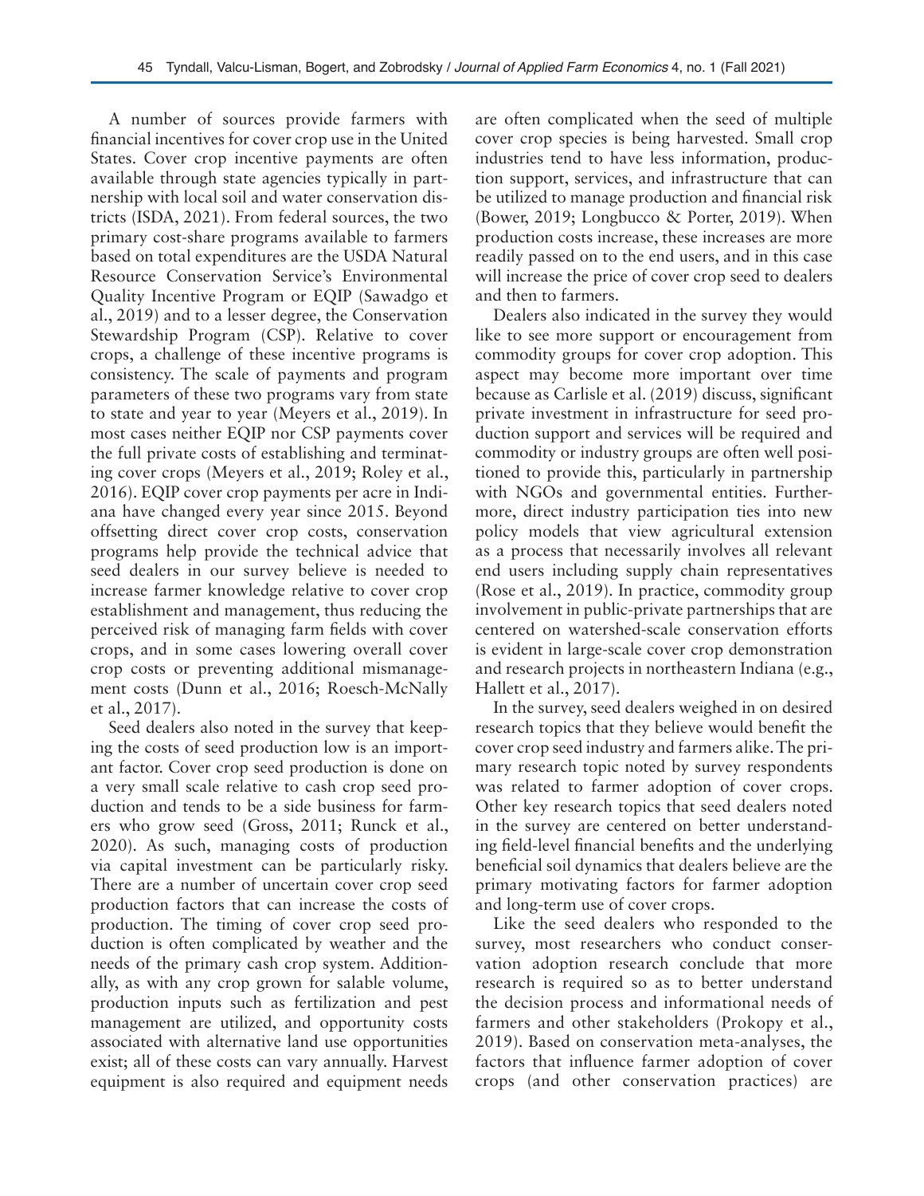A number of sources provide farmers with financial incentives for cover crop use in the United States. Cover crop incentive payments are often available through state agencies typically in partnership with local soil and water conservation districts (ISDA, 2021). From federal sources, the two primary cost-share programs available to farmers based on total expenditures are the USDA Natural Resource Conservation Service's Environmental Quality Incentive Program or EQIP (Sawadgo et al., 2019) and to a lesser degree, the Conservation Stewardship Program (CSP). Relative to cover crops, a challenge of these incentive programs is consistency. The scale of payments and program parameters of these two programs vary from state to state and year to year (Meyers et al., 2019). In most cases neither EQIP nor CSP payments cover the full private costs of establishing and terminating cover crops (Meyers et al., 2019; Roley et al., 2016). EQIP cover crop payments per acre in Indiana have changed every year since 2015. Beyond offsetting direct cover crop costs, conservation programs help provide the technical advice that seed dealers in our survey believe is needed to increase farmer knowledge relative to cover crop establishment and management, thus reducing the perceived risk of managing farm fields with cover crops, and in some cases lowering overall cover crop costs or preventing additional mismanagement costs (Dunn et al., 2016; Roesch-McNally et al., 2017).

Seed dealers also noted in the survey that keeping the costs of seed production low is an important factor. Cover crop seed production is done on a very small scale relative to cash crop seed production and tends to be a side business for farmers who grow seed (Gross, 2011; Runck et al., 2020). As such, managing costs of production via capital investment can be particularly risky. There are a number of uncertain cover crop seed production factors that can increase the costs of production. The timing of cover crop seed production is often complicated by weather and the needs of the primary cash crop system. Additionally, as with any crop grown for salable volume, production inputs such as fertilization and pest management are utilized, and opportunity costs associated with alternative land use opportunities exist; all of these costs can vary annually. Harvest equipment is also required and equipment needs are often complicated when the seed of multiple cover crop species is being harvested. Small crop industries tend to have less information, production support, services, and infrastructure that can be utilized to manage production and financial risk (Bower, 2019; Longbucco & Porter, 2019). When production costs increase, these increases are more readily passed on to the end users, and in this case will increase the price of cover crop seed to dealers and then to farmers.

Dealers also indicated in the survey they would like to see more support or encouragement from commodity groups for cover crop adoption. This aspect may become more important over time because as Carlisle et al. (2019) discuss, significant private investment in infrastructure for seed production support and services will be required and commodity or industry groups are often well positioned to provide this, particularly in partnership with NGOs and governmental entities. Furthermore, direct industry participation ties into new policy models that view agricultural extension as a process that necessarily involves all relevant end users including supply chain representatives (Rose et al., 2019). In practice, commodity group involvement in public-private partnerships that are centered on watershed-scale conservation efforts is evident in large-scale cover crop demonstration and research projects in northeastern Indiana (e.g., Hallett et al., 2017).

In the survey, seed dealers weighed in on desired research topics that they believe would benefit the cover crop seed industry and farmers alike. The primary research topic noted by survey respondents was related to farmer adoption of cover crops. Other key research topics that seed dealers noted in the survey are centered on better understanding field-level financial benefits and the underlying beneficial soil dynamics that dealers believe are the primary motivating factors for farmer adoption and long-term use of cover crops.

Like the seed dealers who responded to the survey, most researchers who conduct conservation adoption research conclude that more research is required so as to better understand the decision process and informational needs of farmers and other stakeholders (Prokopy et al., 2019). Based on conservation meta-analyses, the factors that influence farmer adoption of cover crops (and other conservation practices) are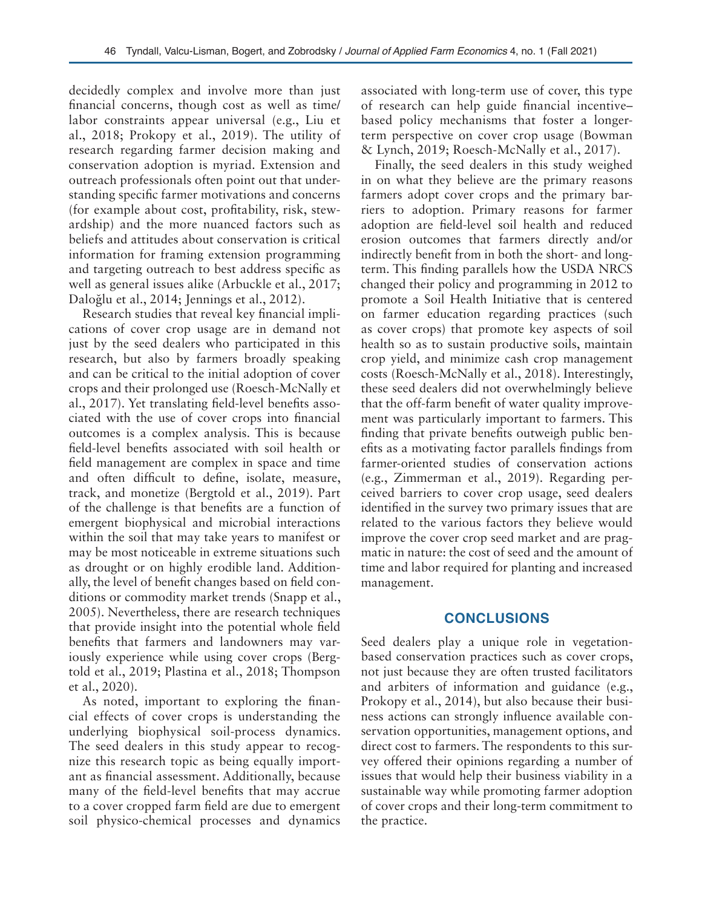decidedly complex and involve more than just financial concerns, though cost as well as time/labor constraints appear universal (e.g., Liu et al., 2018; Prokopy et al., 2019). The utility of research regarding farmer decision making and conservation adoption is myriad. Extension and outreach professionals often point out that understanding specific farmer motivations and concerns (for example about cost, profitability, risk, stewardship) and the more nuanced factors such as beliefs and attitudes about conservation is critical information for framing extension programming and targeting outreach to best address specific as well as general issues alike (Arbuckle et al., 2017; Daloğlu et al., 2014; Jennings et al., 2012).

Research studies that reveal key financial implications of cover crop usage are in demand not just by the seed dealers who participated in this research, but also by farmers broadly speaking and can be critical to the initial adoption of cover crops and their prolonged use (Roesch-McNally et al., 2017). Yet translating field-level benefits associated with the use of cover crops into financial outcomes is a complex analysis. This is because field-level benefits associated with soil health or field management are complex in space and time and often difficult to define, isolate, measure, track, and monetize (Bergtold et al., 2019). Part of the challenge is that benefits are a function of emergent biophysical and microbial interactions within the soil that may take years to manifest or may be most noticeable in extreme situations such as drought or on highly erodible land. Additionally, the level of benefit changes based on field conditions or commodity market trends (Snapp et al., 2005). Nevertheless, there are research techniques that provide insight into the potential whole field benefits that farmers and landowners may variously experience while using cover crops (Bergtold et al., 2019; Plastina et al., 2018; Thompson et al., 2020).

As noted, important to exploring the financial effects of cover crops is understanding the underlying biophysical soil-process dynamics. The seed dealers in this study appear to recognize this research topic as being equally important as financial assessment. Additionally, because many of the field-level benefits that may accrue to a cover cropped farm field are due to emergent soil physico-chemical processes and dynamics associated with long-term use of cover, this type of research can help guide financial incentive–based policy mechanisms that foster a longer-term perspective on cover crop usage (Bowman & Lynch, 2019; Roesch-McNally et al., 2017).

Finally, the seed dealers in this study weighed in on what they believe are the primary reasons farmers adopt cover crops and the primary barriers to adoption. Primary reasons for farmer adoption are field-level soil health and reduced erosion outcomes that farmers directly and/or indirectly benefit from in both the short- and long-term. This finding parallels how the USDA NRCS changed their policy and programming in 2012 to promote a Soil Health Initiative that is centered on farmer education regarding practices (such as cover crops) that promote key aspects of soil health so as to sustain productive soils, maintain crop yield, and minimize cash crop management costs (Roesch-McNally et al., 2018). Interestingly, these seed dealers did not overwhelmingly believe that the off-farm benefit of water quality improvement was particularly important to farmers. This finding that private benefits outweigh public benefits as a motivating factor parallels findings from farmer-oriented studies of conservation actions (e.g., Zimmerman et al., 2019). Regarding perceived barriers to cover crop usage, seed dealers identified in the survey two primary issues that are related to the various factors they believe would improve the cover crop seed market and are pragmatic in nature: the cost of seed and the amount of time and labor required for planting and increased management.

## CONCLUSIONS

Seed dealers play a unique role in vegetation-based conservation practices such as cover crops, not just because they are often trusted facilitators and arbiters of information and guidance (e.g., Prokopy et al., 2014), but also because their business actions can strongly influence available conservation opportunities, management options, and direct cost to farmers. The respondents to this survey offered their opinions regarding a number of issues that would help their business viability in a sustainable way while promoting farmer adoption of cover crops and their long-term commitment to the practice.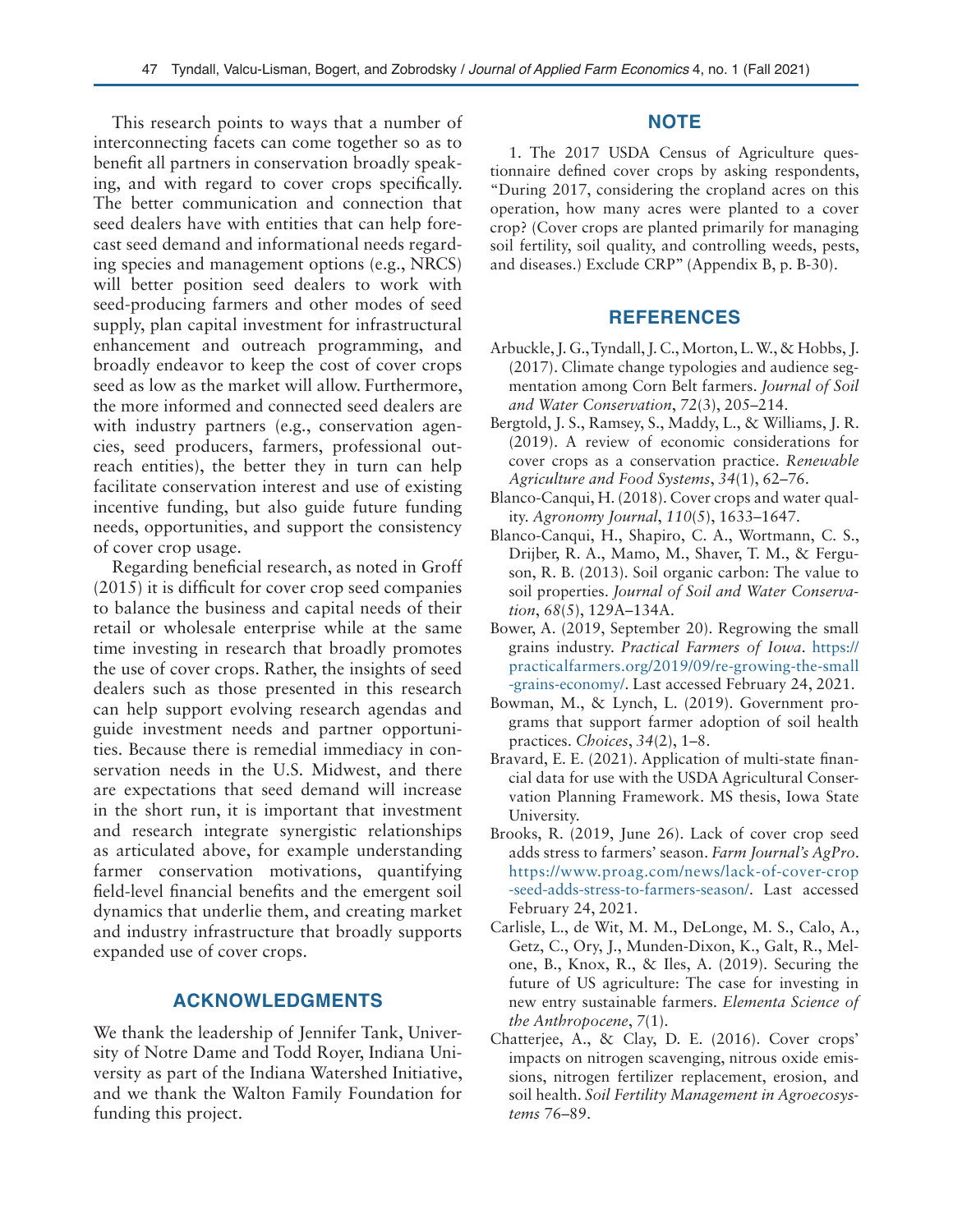This research points to ways that a number of interconnecting facets can come together so as to benefit all partners in conservation broadly speaking, and with regard to cover crops specifically. The better communication and connection that seed dealers have with entities that can help forecast seed demand and informational needs regarding species and management options (e.g., NRCS) will better position seed dealers to work with seed-producing farmers and other modes of seed supply, plan capital investment for infrastructural enhancement and outreach programming, and broadly endeavor to keep the cost of cover crops seed as low as the market will allow. Furthermore, the more informed and connected seed dealers are with industry partners (e.g., conservation agencies, seed producers, farmers, professional outreach entities), the better they in turn can help facilitate conservation interest and use of existing incentive funding, but also guide future funding needs, opportunities, and support the consistency of cover crop usage.

Regarding beneficial research, as noted in Groff (2015) it is difficult for cover crop seed companies to balance the business and capital needs of their retail or wholesale enterprise while at the same time investing in research that broadly promotes the use of cover crops. Rather, the insights of seed dealers such as those presented in this research can help support evolving research agendas and guide investment needs and partner opportunities. Because there is remedial immediacy in conservation needs in the U.S. Midwest, and there are expectations that seed demand will increase in the short run, it is important that investment and research integrate synergistic relationships as articulated above, for example understanding farmer conservation motivations, quantifying field-level financial benefits and the emergent soil dynamics that underlie them, and creating market and industry infrastructure that broadly supports expanded use of cover crops.

## ACKNOWLEDGMENTS

We thank the leadership of Jennifer Tank, University of Notre Dame and Todd Royer, Indiana University as part of the Indiana Watershed Initiative, and we thank the Walton Family Foundation for funding this project.

## NOTE

1. The 2017 USDA Census of Agriculture questionnaire defined cover crops by asking respondents, "During 2017, considering the cropland acres on this operation, how many acres were planted to a cover crop? (Cover crops are planted primarily for managing soil fertility, soil quality, and controlling weeds, pests, and diseases.) Exclude CRP" (Appendix B, p. B-30).

## REFERENCES

Arbuckle, J. G., Tyndall, J. C., Morton, L. W., & Hobbs, J. (2017). Climate change typologies and audience segmentation among Corn Belt farmers. *Journal of Soil and Water Conservation*, *72*(3), 205–214.

Bergtold, J. S., Ramsey, S., Maddy, L., & Williams, J. R. (2019). A review of economic considerations for cover crops as a conservation practice. *Renewable Agriculture and Food Systems*, *34*(1), 62–76.

Blanco-Canqui, H. (2018). Cover crops and water quality. *Agronomy Journal*, *110*(5), 1633–1647.

Blanco-Canqui, H., Shapiro, C. A., Wortmann, C. S., Drijber, R. A., Mamo, M., Shaver, T. M., & Ferguson, R. B. (2013). Soil organic carbon: The value to soil properties. *Journal of Soil and Water Conservation*, *68*(5), 129A–134A.

Bower, A. (2019, September 20). Regrowing the small grains industry. *Practical Farmers of Iowa*. https://practicalfarmers.org/2019/09/re-growing-the-small-grains-economy/. Last accessed February 24, 2021.

Bowman, M., & Lynch, L. (2019). Government programs that support farmer adoption of soil health practices. *Choices*, *34*(2), 1–8.

Bravard, E. E. (2021). Application of multi-state financial data for use with the USDA Agricultural Conservation Planning Framework. MS thesis, Iowa State University.

Brooks, R. (2019, June 26). Lack of cover crop seed adds stress to farmers' season. *Farm Journal's AgPro*. https://www.proag.com/news/lack-of-cover-crop-seed-adds-stress-to-farmers-season/. Last accessed February 24, 2021.

Carlisle, L., de Wit, M. M., DeLonge, M. S., Calo, A., Getz, C., Ory, J., Munden-Dixon, K., Galt, R., Melone, B., Knox, R., & Iles, A. (2019). Securing the future of US agriculture: The case for investing in new entry sustainable farmers. *Elementa Science of the Anthropocene*, *7*(1).

Chatterjee, A., & Clay, D. E. (2016). Cover crops' impacts on nitrogen scavenging, nitrous oxide emissions, nitrogen fertilizer replacement, erosion, and soil health. *Soil Fertility Management in Agroecosystems* 76–89.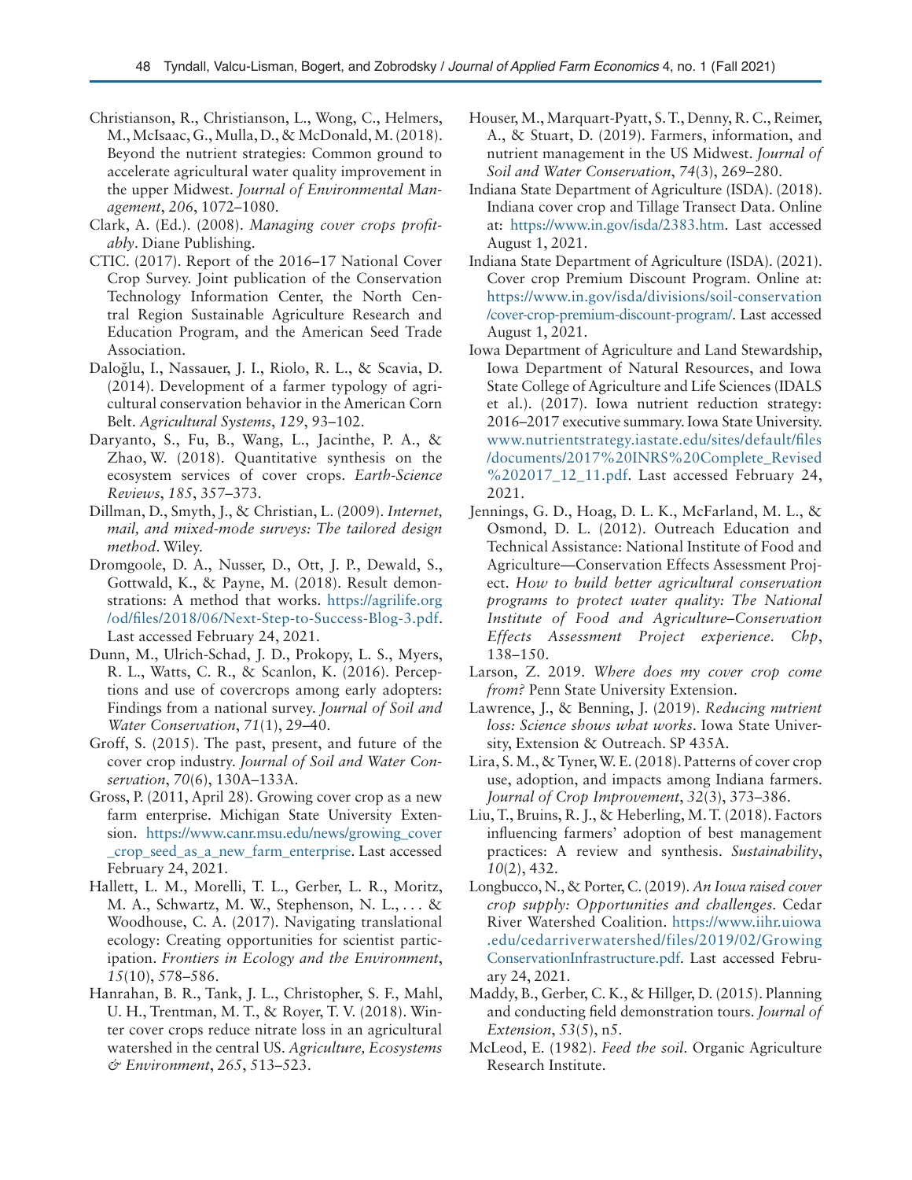Christianson, R., Christianson, L., Wong, C., Helmers, M., McIsaac, G., Mulla, D., & McDonald, M. (2018). Beyond the nutrient strategies: Common ground to accelerate agricultural water quality improvement in the upper Midwest. *Journal of Environmental Management*, *206*, 1072–1080.

Clark, A. (Ed.). (2008). *Managing cover crops profitably*. Diane Publishing.

CTIC. (2017). Report of the 2016–17 National Cover Crop Survey. Joint publication of the Conservation Technology Information Center, the North Central Region Sustainable Agriculture Research and Education Program, and the American Seed Trade Association.

Daloğlu, I., Nassauer, J. I., Riolo, R. L., & Scavia, D. (2014). Development of a farmer typology of agricultural conservation behavior in the American Corn Belt. *Agricultural Systems*, *129*, 93–102.

Daryanto, S., Fu, B., Wang, L., Jacinthe, P. A., & Zhao, W. (2018). Quantitative synthesis on the ecosystem services of cover crops. *Earth-Science Reviews*, *185*, 357–373.

Dillman, D., Smyth, J., & Christian, L. (2009). *Internet, mail, and mixed-mode surveys: The tailored design method*. Wiley.

Dromgoole, D. A., Nusser, D., Ott, J. P., Dewald, S., Gottwald, K., & Payne, M. (2018). Result demonstrations: A method that works. https://agrilife.org/od/files/2018/06/Next-Step-to-Success-Blog-3.pdf. Last accessed February 24, 2021.

Dunn, M., Ulrich-Schad, J. D., Prokopy, L. S., Myers, R. L., Watts, C. R., & Scanlon, K. (2016). Perceptions and use of covercrops among early adopters: Findings from a national survey. *Journal of Soil and Water Conservation*, *71*(1), 29–40.

Groff, S. (2015). The past, present, and future of the cover crop industry. *Journal of Soil and Water Conservation*, *70*(6), 130A–133A.

Gross, P. (2011, April 28). Growing cover crop as a new farm enterprise. Michigan State University Extension. https://www.canr.msu.edu/news/growing_cover_crop_seed_as_a_new_farm_enterprise. Last accessed February 24, 2021.

Hallett, L. M., Morelli, T. L., Gerber, L. R., Moritz, M. A., Schwartz, M. W., Stephenson, N. L., . . . & Woodhouse, C. A. (2017). Navigating translational ecology: Creating opportunities for scientist participation. *Frontiers in Ecology and the Environment*, *15*(10), 578–586.

Hanrahan, B. R., Tank, J. L., Christopher, S. F., Mahl, U. H., Trentman, M. T., & Royer, T. V. (2018). Winter cover crops reduce nitrate loss in an agricultural watershed in the central US. *Agriculture, Ecosystems & Environment*, *265*, 513–523.

Houser, M., Marquart-Pyatt, S. T., Denny, R. C., Reimer, A., & Stuart, D. (2019). Farmers, information, and nutrient management in the US Midwest. *Journal of Soil and Water Conservation*, *74*(3), 269–280.

Indiana State Department of Agriculture (ISDA). (2018). Indiana cover crop and Tillage Transect Data. Online at: https://www.in.gov/isda/2383.htm. Last accessed August 1, 2021.

Indiana State Department of Agriculture (ISDA). (2021). Cover crop Premium Discount Program. Online at: https://www.in.gov/isda/divisions/soil-conservation/cover-crop-premium-discount-program/. Last accessed August 1, 2021.

Iowa Department of Agriculture and Land Stewardship, Iowa Department of Natural Resources, and Iowa State College of Agriculture and Life Sciences (IDALS et al.). (2017). Iowa nutrient reduction strategy: 2016–2017 executive summary. Iowa State University. www.nutrientstrategy.iastate.edu/sites/default/files/documents/2017%20INRS%20Complete_Revised%202017_12_11.pdf. Last accessed February 24, 2021.

Jennings, G. D., Hoag, D. L. K., McFarland, M. L., & Osmond, D. L. (2012). Outreach Education and Technical Assistance: National Institute of Food and Agriculture—Conservation Effects Assessment Project. *How to build better agricultural conservation programs to protect water quality: The National Institute of Food and Agriculture–Conservation Effects Assessment Project experience. Chp*, 138–150.

Larson, Z. 2019. *Where does my cover crop come from?* Penn State University Extension.

Lawrence, J., & Benning, J. (2019). *Reducing nutrient loss: Science shows what works*. Iowa State University, Extension & Outreach. SP 435A.

Lira, S. M., & Tyner, W. E. (2018). Patterns of cover crop use, adoption, and impacts among Indiana farmers. *Journal of Crop Improvement*, *32*(3), 373–386.

Liu, T., Bruins, R. J., & Heberling, M. T. (2018). Factors influencing farmers' adoption of best management practices: A review and synthesis. *Sustainability*, *10*(2), 432.

Longbucco, N., & Porter, C. (2019). *An Iowa raised cover crop supply: Opportunities and challenges*. Cedar River Watershed Coalition. https://www.iihr.uiowa.edu/cedarriverwatershed/files/2019/02/GrowingConservationInfrastructure.pdf. Last accessed February 24, 2021.

Maddy, B., Gerber, C. K., & Hillger, D. (2015). Planning and conducting field demonstration tours. *Journal of Extension*, *53*(5), n5.

McLeod, E. (1982). *Feed the soil*. Organic Agriculture Research Institute.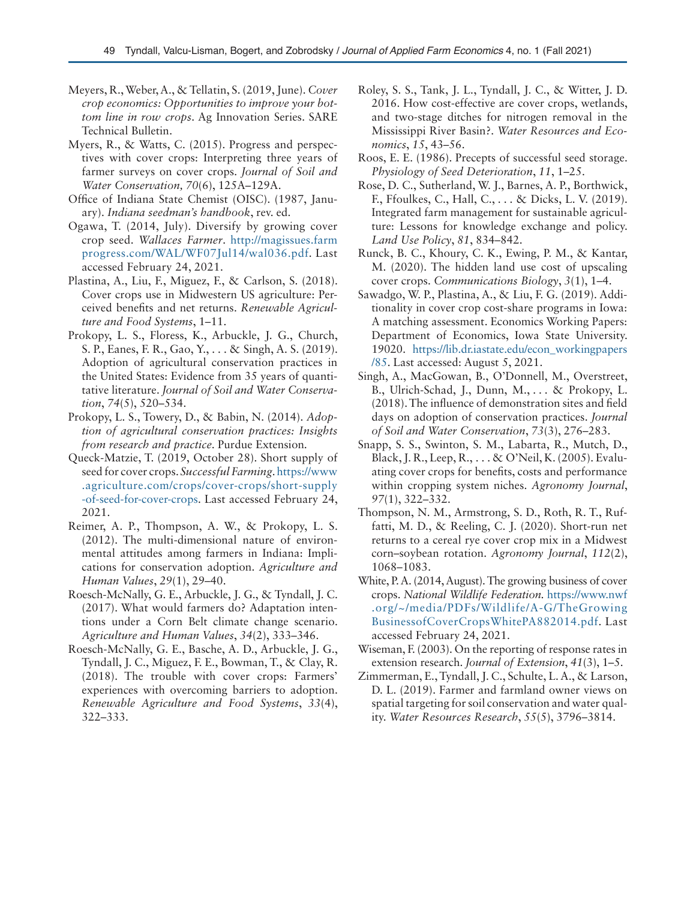Meyers, R., Weber, A., & Tellatin, S. (2019, June). *Cover crop economics: Opportunities to improve your bottom line in row crops*. Ag Innovation Series. SARE Technical Bulletin.

Myers, R., & Watts, C. (2015). Progress and perspectives with cover crops: Interpreting three years of farmer surveys on cover crops. *Journal of Soil and Water Conservation, 70*(6), 125A–129A.

Office of Indiana State Chemist (OISC). (1987, January). *Indiana seedman's handbook*, rev. ed.

Ogawa, T. (2014, July). Diversify by growing cover crop seed. *Wallaces Farmer*. http://magissues.farmprogress.com/WAL/WF07Jul14/wal036.pdf. Last accessed February 24, 2021.

Plastina, A., Liu, F., Miguez, F., & Carlson, S. (2018). Cover crops use in Midwestern US agriculture: Perceived benefits and net returns. *Renewable Agriculture and Food Systems*, 1–11.

Prokopy, L. S., Floress, K., Arbuckle, J. G., Church, S. P., Eanes, F. R., Gao, Y., . . . & Singh, A. S. (2019). Adoption of agricultural conservation practices in the United States: Evidence from 35 years of quantitative literature. *Journal of Soil and Water Conservation*, *74*(5), 520–534.

Prokopy, L. S., Towery, D., & Babin, N. (2014). *Adoption of agricultural conservation practices: Insights from research and practice*. Purdue Extension.

Queck-Matzie, T. (2019, October 28). Short supply of seed for cover crops. *Successful Farming*. https://www.agriculture.com/crops/cover-crops/short-supply-of-seed-for-cover-crops. Last accessed February 24, 2021.

Reimer, A. P., Thompson, A. W., & Prokopy, L. S. (2012). The multi-dimensional nature of environmental attitudes among farmers in Indiana: Implications for conservation adoption. *Agriculture and Human Values*, *29*(1), 29–40.

Roesch-McNally, G. E., Arbuckle, J. G., & Tyndall, J. C. (2017). What would farmers do? Adaptation intentions under a Corn Belt climate change scenario. *Agriculture and Human Values*, *34*(2), 333–346.

Roesch-McNally, G. E., Basche, A. D., Arbuckle, J. G., Tyndall, J. C., Miguez, F. E., Bowman, T., & Clay, R. (2018). The trouble with cover crops: Farmers' experiences with overcoming barriers to adoption. *Renewable Agriculture and Food Systems*, *33*(4), 322–333.

Roley, S. S., Tank, J. L., Tyndall, J. C., & Witter, J. D. 2016. How cost-effective are cover crops, wetlands, and two-stage ditches for nitrogen removal in the Mississippi River Basin?. *Water Resources and Economics*, *15*, 43–56.

Roos, E. E. (1986). Precepts of successful seed storage. *Physiology of Seed Deterioration*, *11*, 1–25.

Rose, D. C., Sutherland, W. J., Barnes, A. P., Borthwick, F., Ffoulkes, C., Hall, C., . . . & Dicks, L. V. (2019). Integrated farm management for sustainable agriculture: Lessons for knowledge exchange and policy. *Land Use Policy*, *81*, 834–842.

Runck, B. C., Khoury, C. K., Ewing, P. M., & Kantar, M. (2020). The hidden land use cost of upscaling cover crops. *Communications Biology*, *3*(1), 1–4.

Sawadgo, W. P., Plastina, A., & Liu, F. G. (2019). Additionality in cover crop cost-share programs in Iowa: A matching assessment. Economics Working Papers: Department of Economics, Iowa State University. 19020. https://lib.dr.iastate.edu/econ_workingpapers/85. Last accessed: August 5, 2021.

Singh, A., MacGowan, B., O'Donnell, M., Overstreet, B., Ulrich-Schad, J., Dunn, M., . . . & Prokopy, L. (2018). The influence of demonstration sites and field days on adoption of conservation practices. *Journal of Soil and Water Conservation*, *73*(3), 276–283.

Snapp, S. S., Swinton, S. M., Labarta, R., Mutch, D., Black, J. R., Leep, R., . . . & O'Neil, K. (2005). Evaluating cover crops for benefits, costs and performance within cropping system niches. *Agronomy Journal*, *97*(1), 322–332.

Thompson, N. M., Armstrong, S. D., Roth, R. T., Ruffatti, M. D., & Reeling, C. J. (2020). Short-run net returns to a cereal rye cover crop mix in a Midwest corn–soybean rotation. *Agronomy Journal*, *112*(2), 1068–1083.

White, P. A. (2014, August). The growing business of cover crops. *National Wildlife Federation*. https://www.nwf.org/~/media/PDFs/Wildlife/A-G/TheGrowingBusinessofCoverCropsWhitePA882014.pdf. Last accessed February 24, 2021.

Wiseman, F. (2003). On the reporting of response rates in extension research. *Journal of Extension*, *41*(3), 1–5.

Zimmerman, E., Tyndall, J. C., Schulte, L. A., & Larson, D. L. (2019). Farmer and farmland owner views on spatial targeting for soil conservation and water quality. *Water Resources Research*, *55*(5), 3796–3814.